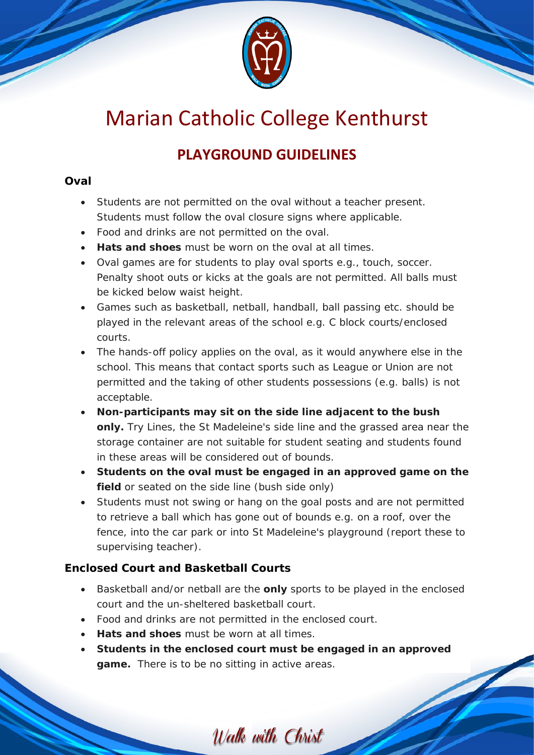# Marian Catholic College Kenthurst

## PLAYGROUND GUIDELINES

### Oval

- Students are not permitted on the oval without a teacher present. Students must follow the oval closure signs where applicable.
- Food and drinks are not permitted on the oval.
- **Hats and shoes** must be worn on the oval at all times.
- Oval games are for students to play oval sports e.g., touch, soccer. Penalty shoot outs or kicks at the goals are not permitted. All balls must be kicked below waist height.
- Games such as basketball, netball, handball, ball passing etc. should be played in the relevant areas of the school e.g. C block courts/enclosed courts.
- The hands-off policy applies on the oval, as it would anywhere else in the school. This means that contact sports such as League or Union are not permitted and the taking of other students possessions (e.g. balls) is not acceptable.
- **Non-participants may sit on the side line adjacent to the bush only.** Try Lines, the St Madeleine's side line and the grassed area near the storage container are not suitable for student seating and students found in these areas will be considered out of bounds.
- **Students on the oval must be engaged in an approved game on the field** or seated on the side line (bush side only)
- Students must not swing or hang on the goal posts and are not permitted to retrieve a ball which has gone out of bounds e.g. on a roof, over the fence, into the car park or into St Madeleine's playground (report these to supervising teacher).

### Enclosed Court and Basketball Courts

- Basketball and/or netball are the **only** sports to be played in the enclosed court and the un-sheltered basketball court.
- Food and drinks are not permitted in the enclosed court.
- **Hats and shoes** must be worn at all times.
- **Students in the enclosed court must be engaged in an approved game.** There is to be no sitting in active areas.

*Walk with Christ*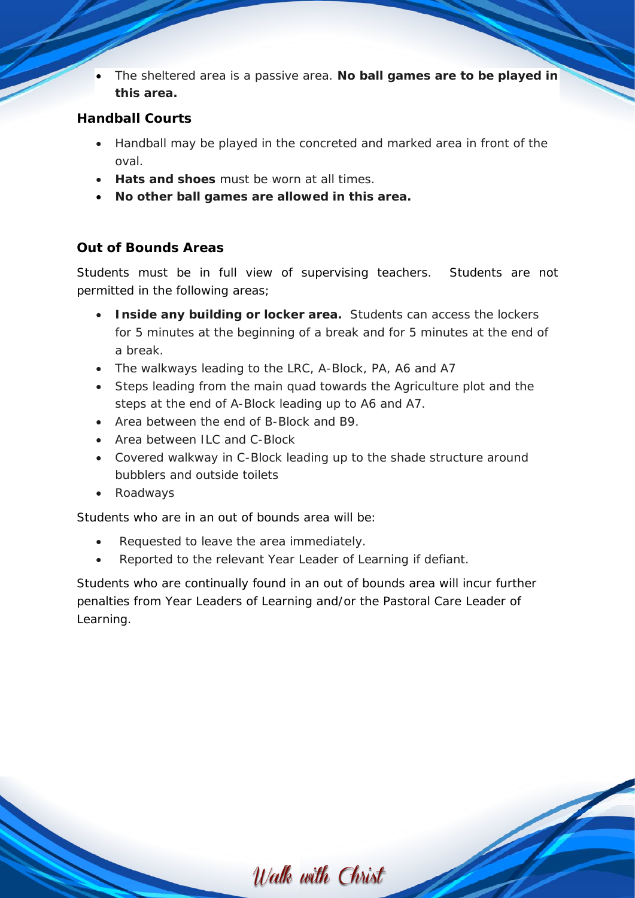- The sheltered area is a passive area. **No ball games are to be played in this area.**

### Handball Courts

- Handball may be played in the concreted and marked area in front of the oval.
- **Hats and shoes** must be worn at all times.
- **No other ball games are allowed in this area.**

### Out of Bounds Areas

Students must be in full view of supervising teachers. Students are not permitted in the following areas;

- **Inside any building or locker area.** Students can access the lockers for 5 minutes at the beginning of a break and for 5 minutes at the end of a break.
- The walkways leading to the LRC, A-Block, PA, A6 and A7
- Steps leading from the main quad towards the Agriculture plot and the steps at the end of A-Block leading up to A6 and A7.
- Area between the end of B-Block and B9.
- Area between ILC and C-Block
- Covered walkway in C-Block leading up to the shade structure around bubblers and outside toilets
- Roadways

Students who are in an out of bounds area will be:

- Requested to leave the area immediately.
- Reported to the relevant Year Leader of Learning if defiant.

Students who are continually found in an out of bounds area will incur further penalties from Year Leaders of Learning and/or the Pastoral Care Leader of Learning.